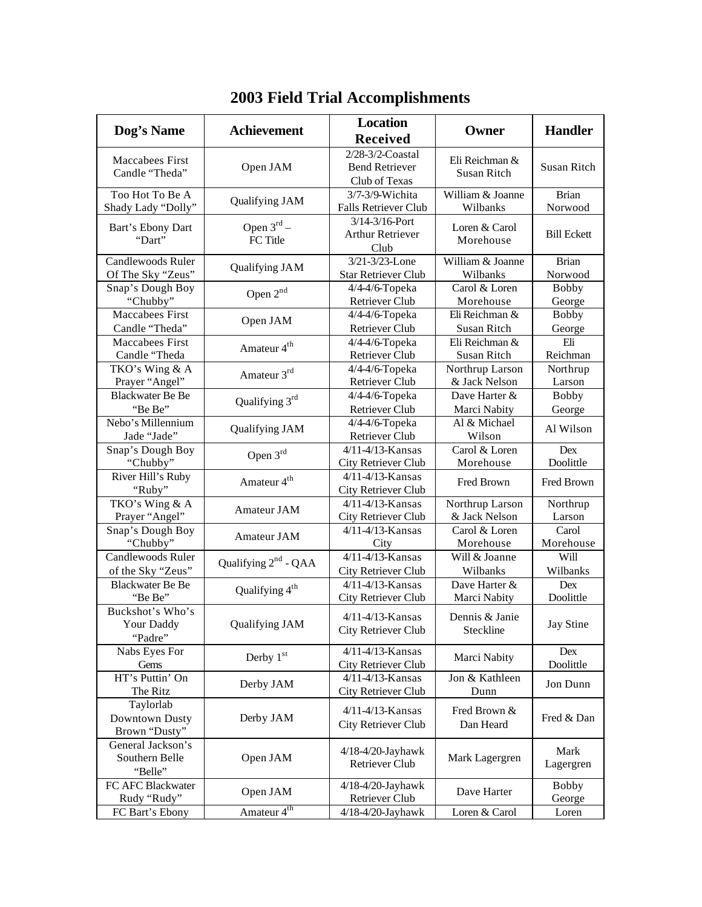# 2003 Field Trial Accomplishments

| Dog's Name | Achievement | Location Received | Owner | Handler |
|---|---|---|---|---|
| Maccabees First Candle "Theda" | Open JAM | 2/28-3/2-Coastal Bend Retriever Club of Texas | Eli Reichman & Susan Ritch | Susan Ritch |
| Too Hot To Be A Shady Lady "Dolly" | Qualifying JAM | 3/7-3/9-Wichita Falls Retriever Club | William & Joanne Wilbanks | Brian Norwood |
| Bart's Ebony Dart "Dart" | Open 3rd – FC Title | 3/14-3/16-Port Arthur Retriever Club | Loren & Carol Morehouse | Bill Eckett |
| Candlewoods Ruler Of The Sky "Zeus" | Qualifying JAM | 3/21-3/23-Lone Star Retriever Club | William & Joanne Wilbanks | Brian Norwood |
| Snap's Dough Boy "Chubby" | Open 2nd | 4/4-4/6-Topeka Retriever Club | Carol & Loren Morehouse | Bobby George |
| Maccabees First Candle "Theda" | Open JAM | 4/4-4/6-Topeka Retriever Club | Eli Reichman & Susan Ritch | Bobby George |
| Maccabees First Candle "Theda | Amateur 4th | 4/4-4/6-Topeka Retriever Club | Eli Reichman & Susan Ritch | Eli Reichman |
| TKO's Wing & A Prayer "Angel" | Amateur 3rd | 4/4-4/6-Topeka Retriever Club | Northrup Larson & Jack Nelson | Northrup Larson |
| Blackwater Be Be "Be Be" | Qualifying 3rd | 4/4-4/6-Topeka Retriever Club | Dave Harter & Marci Nabity | Bobby George |
| Nebo's Millennium Jade "Jade" | Qualifying JAM | 4/4-4/6-Topeka Retriever Club | Al & Michael Wilson | Al Wilson |
| Snap's Dough Boy "Chubby" | Open 3rd | 4/11-4/13-Kansas City Retriever Club | Carol & Loren Morehouse | Dex Doolittle |
| River Hill's Ruby "Ruby" | Amateur 4th | 4/11-4/13-Kansas City Retriever Club | Fred Brown | Fred Brown |
| TKO's Wing & A Prayer "Angel" | Amateur JAM | 4/11-4/13-Kansas City Retriever Club | Northrup Larson & Jack Nelson | Northrup Larson |
| Snap's Dough Boy "Chubby" | Amateur JAM | 4/11-4/13-Kansas City | Carol & Loren Morehouse | Carol Morehouse |
| Candlewoods Ruler of the Sky "Zeus" | Qualifying 2nd - QAA | 4/11-4/13-Kansas City Retriever Club | Will & Joanne Wilbanks | Will Wilbanks |
| Blackwater Be Be "Be Be" | Qualifying 4th | 4/11-4/13-Kansas City Retriever Club | Dave Harter & Marci Nabity | Dex Doolittle |
| Buckshot's Who's Your Daddy "Padre" | Qualifying JAM | 4/11-4/13-Kansas City Retriever Club | Dennis & Janie Steckline | Jay Stine |
| Nabs Eyes For Gems | Derby 1st | 4/11-4/13-Kansas City Retriever Club | Marci Nabity | Dex Doolittle |
| HT's Puttin' On The Ritz | Derby JAM | 4/11-4/13-Kansas City Retriever Club | Jon & Kathleen Dunn | Jon Dunn |
| Taylorlab Downtown Dusty Brown "Dusty" | Derby JAM | 4/11-4/13-Kansas City Retriever Club | Fred Brown & Dan Heard | Fred & Dan |
| General Jackson's Southern Belle "Belle" | Open JAM | 4/18-4/20-Jayhawk Retriever Club | Mark Lagergren | Mark Lagergren |
| FC AFC Blackwater Rudy "Rudy" | Open JAM | 4/18-4/20-Jayhawk Retriever Club | Dave Harter | Bobby George |
| FC Bart's Ebony | Amateur 4th | 4/18-4/20-Jayhawk | Loren & Carol | Loren |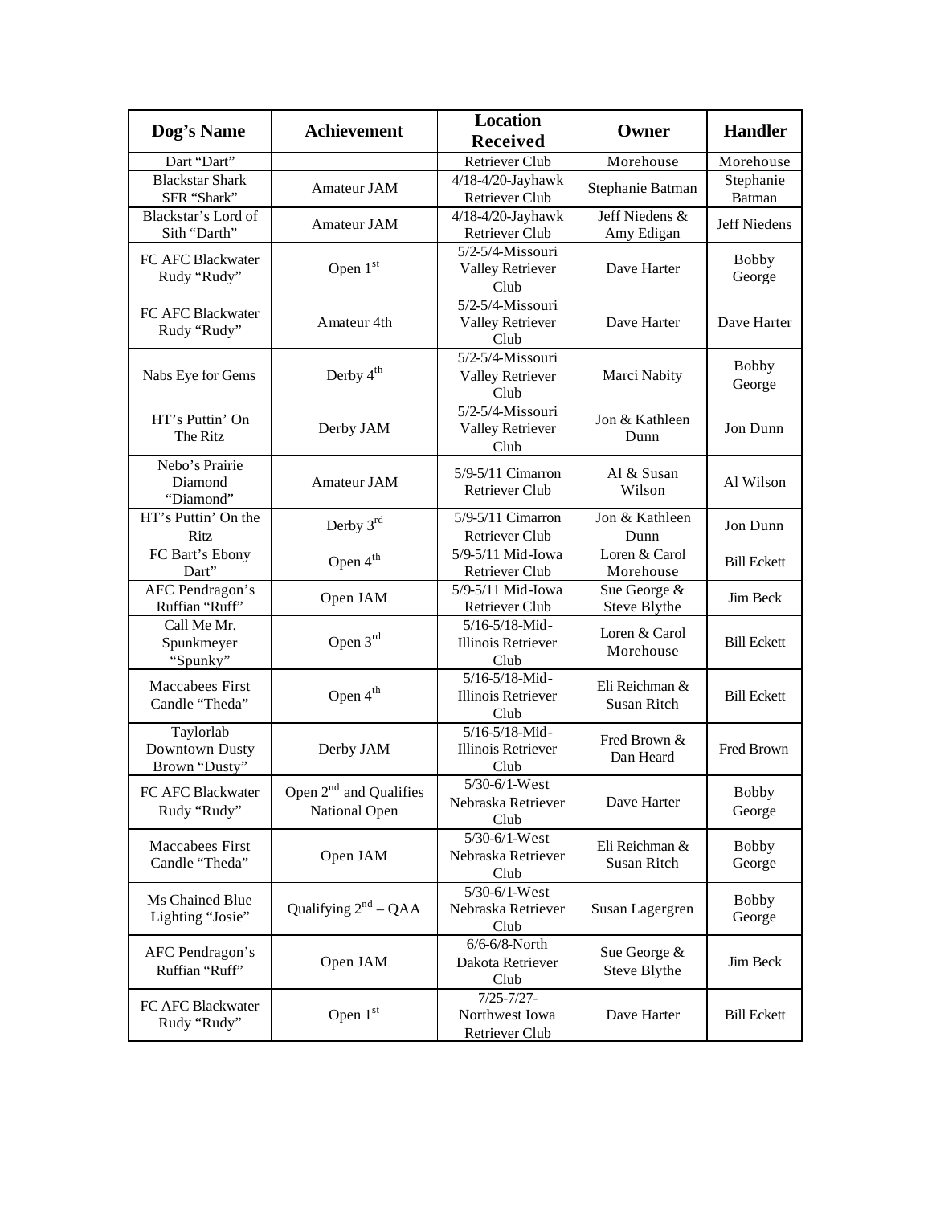| Dog's Name | Achievement | Location Received | Owner | Handler |
|---|---|---|---|---|
| Dart "Dart" | | Retriever Club | Morehouse | Morehouse |
| Blackstar Shark SFR "Shark" | Amateur JAM | 4/18-4/20-Jayhawk Retriever Club | Stephanie Batman | Stephanie Batman |
| Blackstar's Lord of Sith "Darth" | Amateur JAM | 4/18-4/20-Jayhawk Retriever Club | Jeff Niedens & Amy Edigan | Jeff Niedens |
| FC AFC Blackwater Rudy "Rudy" | Open 1st | 5/2-5/4-Missouri Valley Retriever Club | Dave Harter | Bobby George |
| FC AFC Blackwater Rudy "Rudy" | Amateur 4th | 5/2-5/4-Missouri Valley Retriever Club | Dave Harter | Dave Harter |
| Nabs Eye for Gems | Derby 4th | 5/2-5/4-Missouri Valley Retriever Club | Marci Nabity | Bobby George |
| HT's Puttin' On The Ritz | Derby JAM | 5/2-5/4-Missouri Valley Retriever Club | Jon & Kathleen Dunn | Jon Dunn |
| Nebo's Prairie Diamond "Diamond" | Amateur JAM | 5/9-5/11 Cimarron Retriever Club | Al & Susan Wilson | Al Wilson |
| HT's Puttin' On the Ritz | Derby 3rd | 5/9-5/11 Cimarron Retriever Club | Jon & Kathleen Dunn | Jon Dunn |
| FC Bart's Ebony Dart" | Open 4th | 5/9-5/11 Mid-Iowa Retriever Club | Loren & Carol Morehouse | Bill Eckett |
| AFC Pendragon's Ruffian "Ruff" | Open JAM | 5/9-5/11 Mid-Iowa Retriever Club | Sue George & Steve Blythe | Jim Beck |
| Call Me Mr. Spunkmeyer "Spunky" | Open 3rd | 5/16-5/18-Mid-Illinois Retriever Club | Loren & Carol Morehouse | Bill Eckett |
| Maccabees First Candle "Theda" | Open 4th | 5/16-5/18-Mid-Illinois Retriever Club | Eli Reichman & Susan Ritch | Bill Eckett |
| Taylorlab Downtown Dusty Brown "Dusty" | Derby JAM | 5/16-5/18-Mid-Illinois Retriever Club | Fred Brown & Dan Heard | Fred Brown |
| FC AFC Blackwater Rudy "Rudy" | Open 2nd and Qualifies National Open | 5/30-6/1-West Nebraska Retriever Club | Dave Harter | Bobby George |
| Maccabees First Candle "Theda" | Open JAM | 5/30-6/1-West Nebraska Retriever Club | Eli Reichman & Susan Ritch | Bobby George |
| Ms Chained Blue Lighting "Josie" | Qualifying 2nd – QAA | 5/30-6/1-West Nebraska Retriever Club | Susan Lagergren | Bobby George |
| AFC Pendragon's Ruffian "Ruff" | Open JAM | 6/6-6/8-North Dakota Retriever Club | Sue George & Steve Blythe | Jim Beck |
| FC AFC Blackwater Rudy "Rudy" | Open 1st | 7/25-7/27-Northwest Iowa Retriever Club | Dave Harter | Bill Eckett |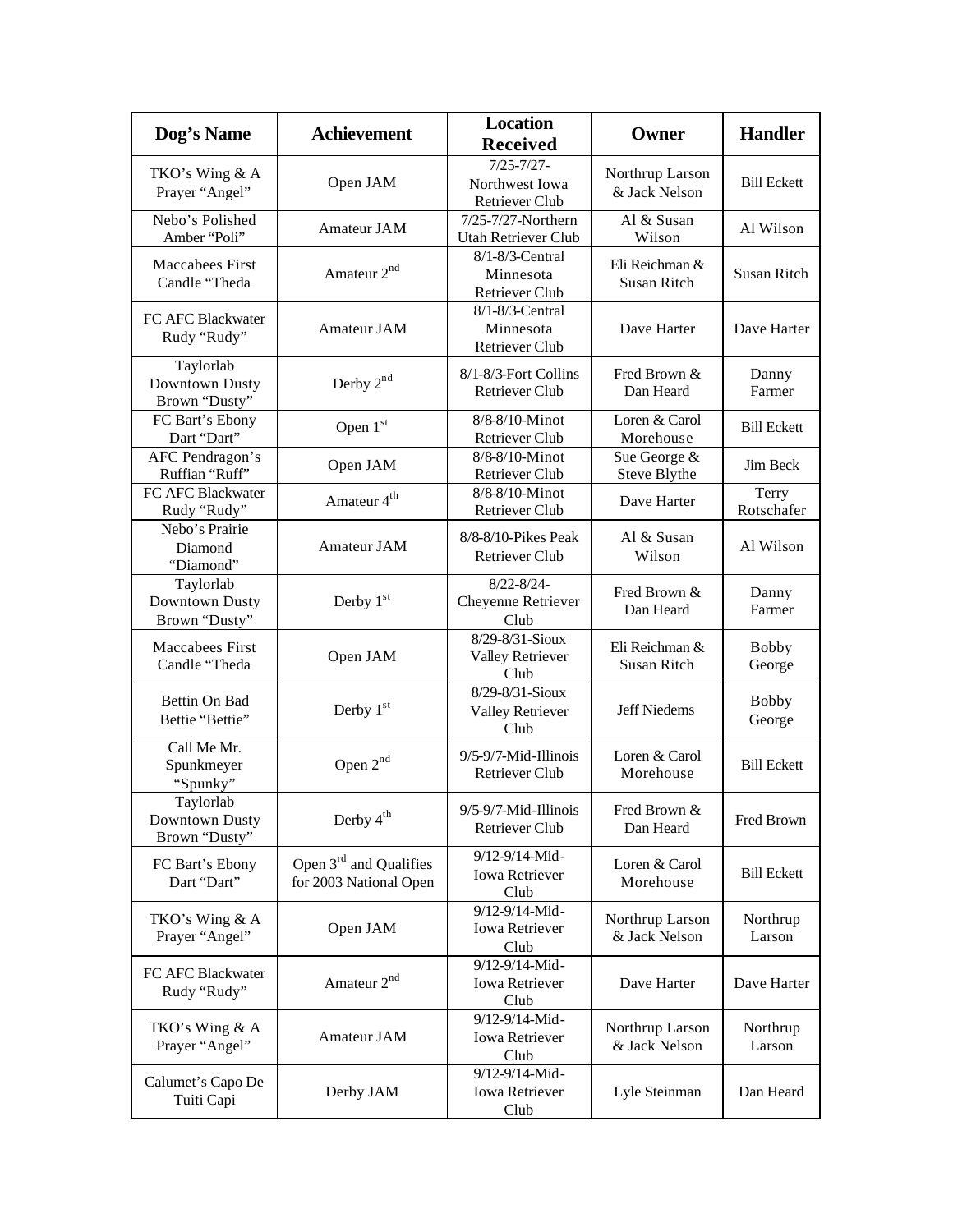| Dog's Name | Achievement | Location Received | Owner | Handler |
|---|---|---|---|---|
| TKO's Wing & A Prayer "Angel" | Open JAM | 7/25-7/27-Northwest Iowa Retriever Club | Northrup Larson & Jack Nelson | Bill Eckett |
| Nebo's Polished Amber "Poli" | Amateur JAM | 7/25-7/27-Northern Utah Retriever Club | Al & Susan Wilson | Al Wilson |
| Maccabees First Candle "Theda | Amateur 2nd | 8/1-8/3-Central Minnesota Retriever Club | Eli Reichman & Susan Ritch | Susan Ritch |
| FC AFC Blackwater Rudy "Rudy" | Amateur JAM | 8/1-8/3-Central Minnesota Retriever Club | Dave Harter | Dave Harter |
| Taylorlab Downtown Dusty Brown "Dusty" | Derby 2nd | 8/1-8/3-Fort Collins Retriever Club | Fred Brown & Dan Heard | Danny Farmer |
| FC Bart's Ebony Dart "Dart" | Open 1st | 8/8-8/10-Minot Retriever Club | Loren & Carol Morehouse | Bill Eckett |
| AFC Pendragon's Ruffian "Ruff" | Open JAM | 8/8-8/10-Minot Retriever Club | Sue George & Steve Blythe | Jim Beck |
| FC AFC Blackwater Rudy "Rudy" | Amateur 4th | 8/8-8/10-Minot Retriever Club | Dave Harter | Terry Rotschafer |
| Nebo's Prairie Diamond "Diamond" | Amateur JAM | 8/8-8/10-Pikes Peak Retriever Club | Al & Susan Wilson | Al Wilson |
| Taylorlab Downtown Dusty Brown "Dusty" | Derby 1st | 8/22-8/24-Cheyenne Retriever Club | Fred Brown & Dan Heard | Danny Farmer |
| Maccabees First Candle "Theda | Open JAM | 8/29-8/31-Sioux Valley Retriever Club | Eli Reichman & Susan Ritch | Bobby George |
| Bettin On Bad Bettie "Bettie" | Derby 1st | 8/29-8/31-Sioux Valley Retriever Club | Jeff Niedems | Bobby George |
| Call Me Mr. Spunkmeyer "Spunky" | Open 2nd | 9/5-9/7-Mid-Illinois Retriever Club | Loren & Carol Morehouse | Bill Eckett |
| Taylorlab Downtown Dusty Brown "Dusty" | Derby 4th | 9/5-9/7-Mid-Illinois Retriever Club | Fred Brown & Dan Heard | Fred Brown |
| FC Bart's Ebony Dart "Dart" | Open 3rd and Qualifies for 2003 National Open | 9/12-9/14-Mid-Iowa Retriever Club | Loren & Carol Morehouse | Bill Eckett |
| TKO's Wing & A Prayer "Angel" | Open JAM | 9/12-9/14-Mid-Iowa Retriever Club | Northrup Larson & Jack Nelson | Northrup Larson |
| FC AFC Blackwater Rudy "Rudy" | Amateur 2nd | 9/12-9/14-Mid-Iowa Retriever Club | Dave Harter | Dave Harter |
| TKO's Wing & A Prayer "Angel" | Amateur JAM | 9/12-9/14-Mid-Iowa Retriever Club | Northrup Larson & Jack Nelson | Northrup Larson |
| Calumet's Capo De Tuiti Capi | Derby JAM | 9/12-9/14-Mid-Iowa Retriever Club | Lyle Steinman | Dan Heard |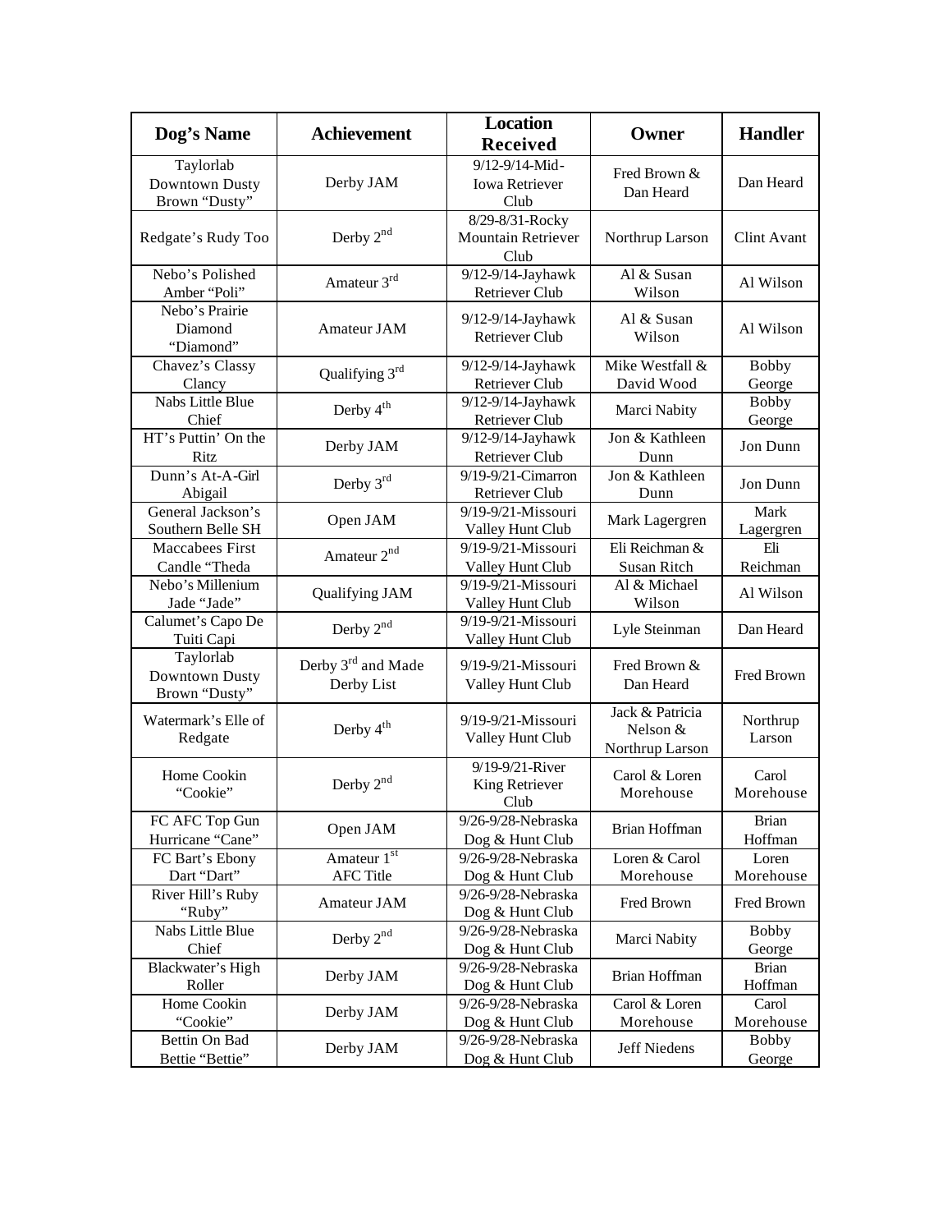| Dog's Name | Achievement | Location Received | Owner | Handler |
|---|---|---|---|---|
| Taylorlab Downtown Dusty Brown "Dusty" | Derby JAM | 9/12-9/14-Mid-Iowa Retriever Club | Fred Brown & Dan Heard | Dan Heard |
| Redgate's Rudy Too | Derby 2nd | 8/29-8/31-Rocky Mountain Retriever Club | Northrup Larson | Clint Avant |
| Nebo's Polished Amber "Poli" | Amateur 3rd | 9/12-9/14-Jayhawk Retriever Club | Al & Susan Wilson | Al Wilson |
| Nebo's Prairie Diamond "Diamond" | Amateur JAM | 9/12-9/14-Jayhawk Retriever Club | Al & Susan Wilson | Al Wilson |
| Chavez's Classy Clancy | Qualifying 3rd | 9/12-9/14-Jayhawk Retriever Club | Mike Westfall & David Wood | Bobby George |
| Nabs Little Blue Chief | Derby 4th | 9/12-9/14-Jayhawk Retriever Club | Marci Nabity | Bobby George |
| HT's Puttin' On the Ritz | Derby JAM | 9/12-9/14-Jayhawk Retriever Club | Jon & Kathleen Dunn | Jon Dunn |
| Dunn's At-A-Girl Abigail | Derby 3rd | 9/19-9/21-Cimarron Retriever Club | Jon & Kathleen Dunn | Jon Dunn |
| General Jackson's Southern Belle SH | Open JAM | 9/19-9/21-Missouri Valley Hunt Club | Mark Lagergren | Mark Lagergren |
| Maccabees First Candle "Theda | Amateur 2nd | 9/19-9/21-Missouri Valley Hunt Club | Eli Reichman & Susan Ritch | Eli Reichman |
| Nebo's Millenium Jade "Jade" | Qualifying JAM | 9/19-9/21-Missouri Valley Hunt Club | Al & Michael Wilson | Al Wilson |
| Calumet's Capo De Tuiti Capi | Derby 2nd | 9/19-9/21-Missouri Valley Hunt Club | Lyle Steinman | Dan Heard |
| Taylorlab Downtown Dusty Brown "Dusty" | Derby 3rd and Made Derby List | 9/19-9/21-Missouri Valley Hunt Club | Fred Brown & Dan Heard | Fred Brown |
| Watermark's Elle of Redgate | Derby 4th | 9/19-9/21-Missouri Valley Hunt Club | Jack & Patricia Nelson & Northrup Larson | Northrup Larson |
| Home Cookin "Cookie" | Derby 2nd | 9/19-9/21-River King Retriever Club | Carol & Loren Morehouse | Carol Morehouse |
| FC AFC Top Gun Hurricane "Cane" | Open JAM | 9/26-9/28-Nebraska Dog & Hunt Club | Brian Hoffman | Brian Hoffman |
| FC Bart's Ebony Dart "Dart" | Amateur 1st AFC Title | 9/26-9/28-Nebraska Dog & Hunt Club | Loren & Carol Morehouse | Loren Morehouse |
| River Hill's Ruby "Ruby" | Amateur JAM | 9/26-9/28-Nebraska Dog & Hunt Club | Fred Brown | Fred Brown |
| Nabs Little Blue Chief | Derby 2nd | 9/26-9/28-Nebraska Dog & Hunt Club | Marci Nabity | Bobby George |
| Blackwater's High Roller | Derby JAM | 9/26-9/28-Nebraska Dog & Hunt Club | Brian Hoffman | Brian Hoffman |
| Home Cookin "Cookie" | Derby JAM | 9/26-9/28-Nebraska Dog & Hunt Club | Carol & Loren Morehouse | Carol Morehouse |
| Bettin On Bad Bettie "Bettie" | Derby JAM | 9/26-9/28-Nebraska Dog & Hunt Club | Jeff Niedens | Bobby George |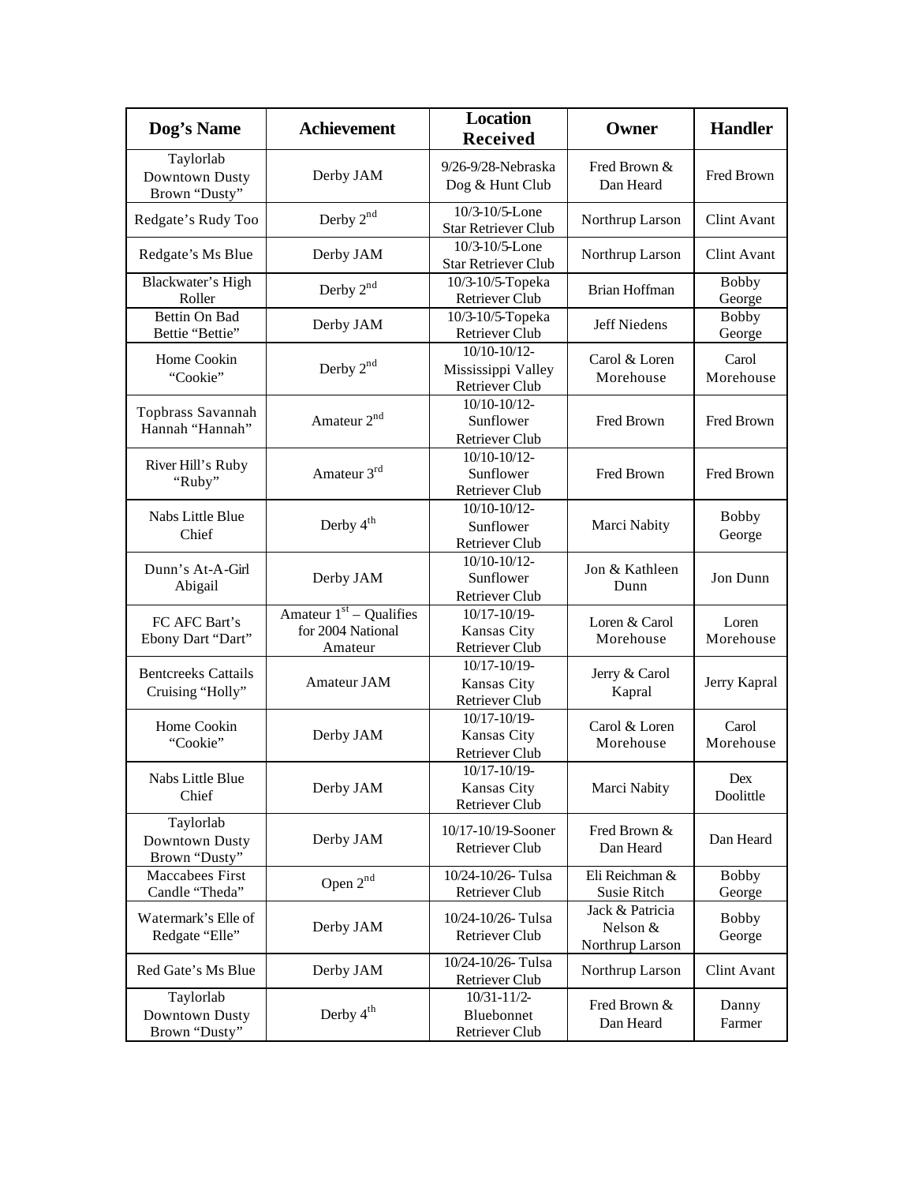| Dog's Name | Achievement | Location Received | Owner | Handler |
|---|---|---|---|---|
| Taylorlab Downtown Dusty Brown "Dusty" | Derby JAM | 9/26-9/28-Nebraska Dog & Hunt Club | Fred Brown & Dan Heard | Fred Brown |
| Redgate's Rudy Too | Derby 2nd | 10/3-10/5-Lone Star Retriever Club | Northrup Larson | Clint Avant |
| Redgate's Ms Blue | Derby JAM | 10/3-10/5-Lone Star Retriever Club | Northrup Larson | Clint Avant |
| Blackwater's High Roller | Derby 2nd | 10/3-10/5-Topeka Retriever Club | Brian Hoffman | Bobby George |
| Bettin On Bad Bettie "Bettie" | Derby JAM | 10/3-10/5-Topeka Retriever Club | Jeff Niedens | Bobby George |
| Home Cookin "Cookie" | Derby 2nd | 10/10-10/12-Mississippi Valley Retriever Club | Carol & Loren Morehouse | Carol Morehouse |
| Topbrass Savannah Hannah "Hannah" | Amateur 2nd | 10/10-10/12-Sunflower Retriever Club | Fred Brown | Fred Brown |
| River Hill's Ruby "Ruby" | Amateur 3rd | 10/10-10/12-Sunflower Retriever Club | Fred Brown | Fred Brown |
| Nabs Little Blue Chief | Derby 4th | 10/10-10/12-Sunflower Retriever Club | Marci Nabity | Bobby George |
| Dunn's At-A-Girl Abigail | Derby JAM | 10/10-10/12-Sunflower Retriever Club | Jon & Kathleen Dunn | Jon Dunn |
| FC AFC Bart's Ebony Dart "Dart" | Amateur 1st – Qualifies for 2004 National Amateur | 10/17-10/19-Kansas City Retriever Club | Loren & Carol Morehouse | Loren Morehouse |
| Bentcreeks Cattails Cruising "Holly" | Amateur JAM | 10/17-10/19-Kansas City Retriever Club | Jerry & Carol Kapral | Jerry Kapral |
| Home Cookin "Cookie" | Derby JAM | 10/17-10/19-Kansas City Retriever Club | Carol & Loren Morehouse | Carol Morehouse |
| Nabs Little Blue Chief | Derby JAM | 10/17-10/19-Kansas City Retriever Club | Marci Nabity | Dex Doolittle |
| Taylorlab Downtown Dusty Brown "Dusty" | Derby JAM | 10/17-10/19-Sooner Retriever Club | Fred Brown & Dan Heard | Dan Heard |
| Maccabees First Candle "Theda" | Open 2nd | 10/24-10/26- Tulsa Retriever Club | Eli Reichman & Susie Ritch | Bobby George |
| Watermark's Elle of Redgate "Elle" | Derby JAM | 10/24-10/26- Tulsa Retriever Club | Jack & Patricia Nelson & Northrup Larson | Bobby George |
| Red Gate's Ms Blue | Derby JAM | 10/24-10/26- Tulsa Retriever Club | Northrup Larson | Clint Avant |
| Taylorlab Downtown Dusty Brown "Dusty" | Derby 4th | 10/31-11/2-Bluebonnet Retriever Club | Fred Brown & Dan Heard | Danny Farmer |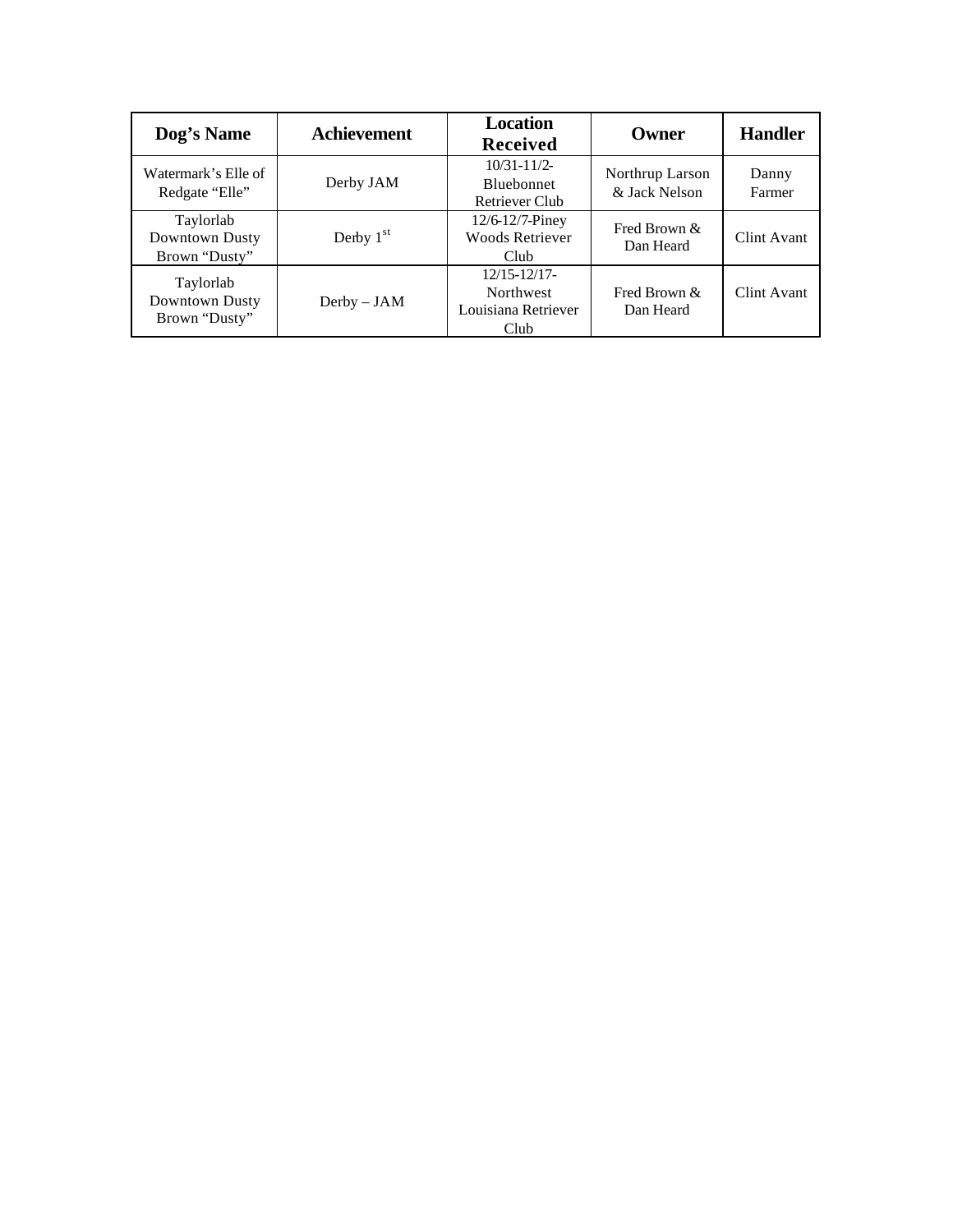| Dog's Name | Achievement | Location Received | Owner | Handler |
|---|---|---|---|---|
| Watermark's Elle of Redgate "Elle" | Derby JAM | 10/31-11/2-Bluebonnet Retriever Club | Northrup Larson & Jack Nelson | Danny Farmer |
| Taylorlab Downtown Dusty Brown "Dusty" | Derby 1st | 12/6-12/7-Piney Woods Retriever Club | Fred Brown & Dan Heard | Clint Avant |
| Taylorlab Downtown Dusty Brown "Dusty" | Derby – JAM | 12/15-12/17-Northwest Louisiana Retriever Club | Fred Brown & Dan Heard | Clint Avant |